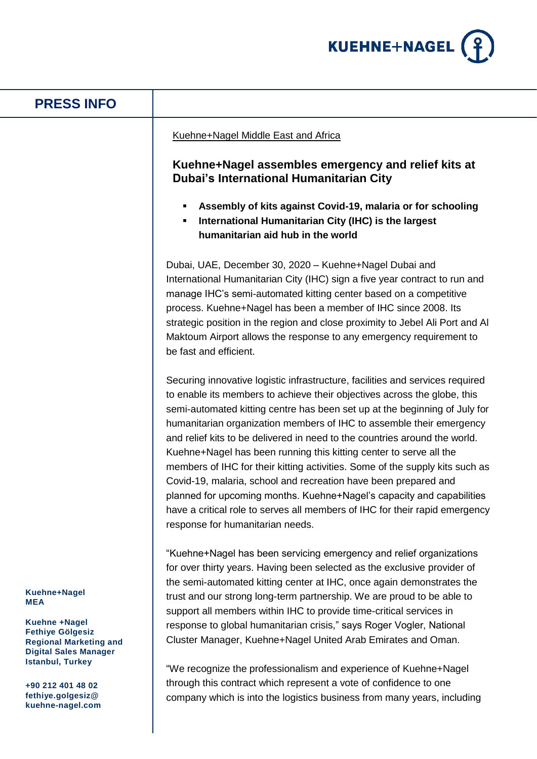# PRESS INFO

Kuehne+Nagel Middle East and Africa

## Kuehne+Nagel assembles emergency and relief kits at Dubai's International Humanitarian City

- **Assembly of kits against Covid-19, malaria or for schooling**
- **International Humanitarian City (IHC) is the largest humanitarian aid hub in the world**

Dubai, UAE, December 30, 2020 – Kuehne+Nagel Dubai and International Humanitarian City (IHC) sign a five year contract to run and manage IHC's semi-automated kitting center based on a competitive process. Kuehne+Nagel has been a member of IHC since 2008. Its strategic position in the region and close proximity to Jebel Ali Port and Al Maktoum Airport allows the response to any emergency requirement to be fast and efficient.

Securing innovative logistic infrastructure, facilities and services required to enable its members to achieve their objectives across the globe, this semi-automated kitting centre has been set up at the beginning of July for humanitarian organization members of IHC to assemble their emergency and relief kits to be delivered in need to the countries around the world. Kuehne+Nagel has been running this kitting center to serve all the members of IHC for their kitting activities. Some of the supply kits such as Covid-19, malaria, school and recreation have been prepared and planned for upcoming months. Kuehne+Nagel's capacity and capabilities have a critical role to serves all members of IHC for their rapid emergency response for humanitarian needs.

"Kuehne+Nagel has been servicing emergency and relief organizations for over thirty years. Having been selected as the exclusive provider of the semi-automated kitting center at IHC, once again demonstrates the trust and our strong long-term partnership. We are proud to be able to support all members within IHC to provide time-critical services in response to global humanitarian crisis," says Roger Vogler, National Cluster Manager, Kuehne+Nagel United Arab Emirates and Oman.

"We recognize the professionalism and experience of Kuehne+Nagel through this contract which represent a vote of confidence to one company which is into the logistics business from many years, including

**Kuehne+Nagel MEA**

**Kuehne +Nagel**
**Fethiye Gölgesiz**
**Regional Marketing and Digital Sales Manager**
**Istanbul, Turkey**

**+90 212 401 48 02**
**fethiye.golgesiz@kuehne-nagel.com**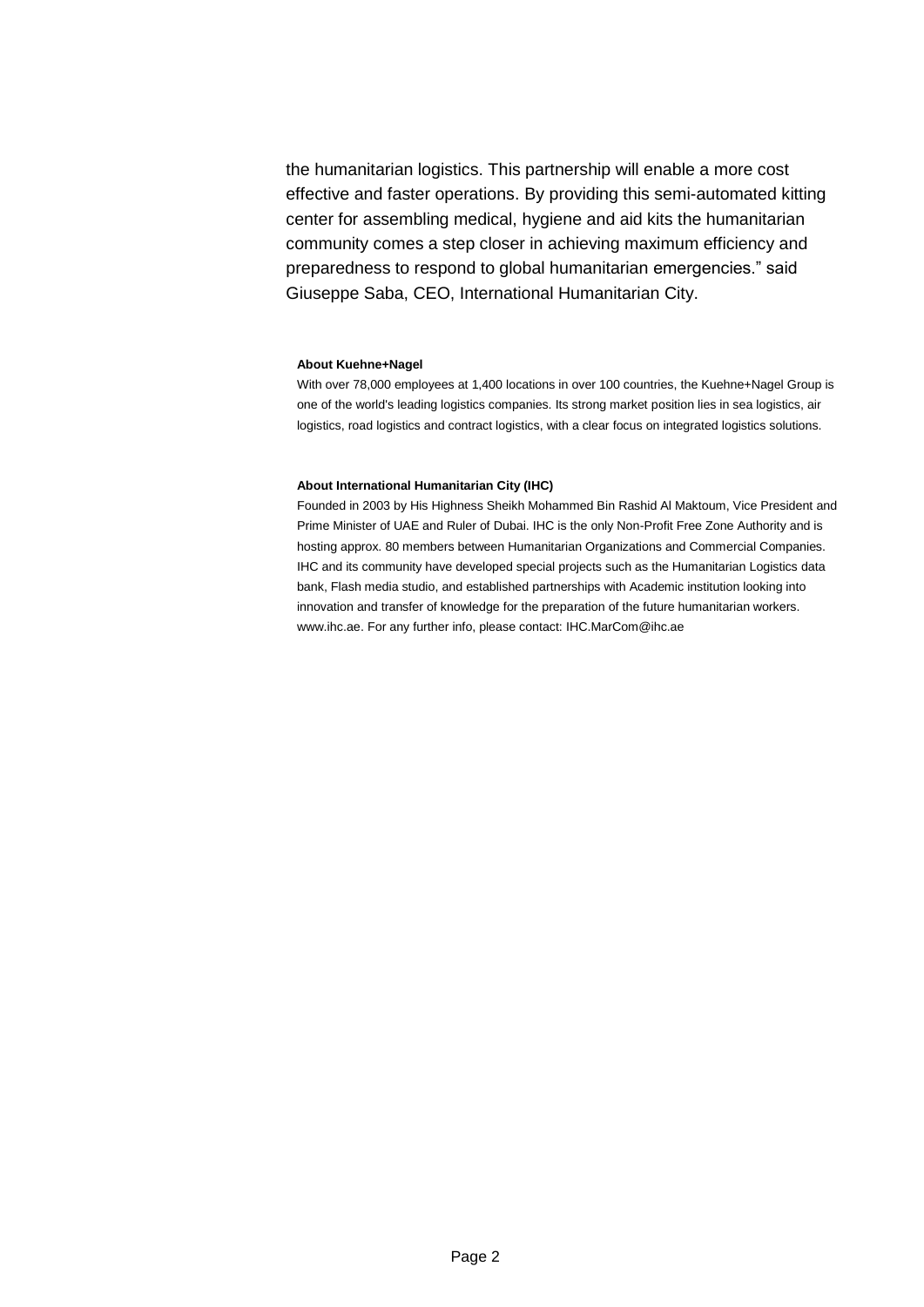the humanitarian logistics. This partnership will enable a more cost effective and faster operations. By providing this semi-automated kitting center for assembling medical, hygiene and aid kits the humanitarian community comes a step closer in achieving maximum efficiency and preparedness to respond to global humanitarian emergencies." said Giuseppe Saba, CEO, International Humanitarian City.

**About Kuehne+Nagel**

With over 78,000 employees at 1,400 locations in over 100 countries, the Kuehne+Nagel Group is one of the world's leading logistics companies. Its strong market position lies in sea logistics, air logistics, road logistics and contract logistics, with a clear focus on integrated logistics solutions.

**About International Humanitarian City (IHC)**

Founded in 2003 by His Highness Sheikh Mohammed Bin Rashid Al Maktoum, Vice President and Prime Minister of UAE and Ruler of Dubai. IHC is the only Non-Profit Free Zone Authority and is hosting approx. 80 members between Humanitarian Organizations and Commercial Companies. IHC and its community have developed special projects such as the Humanitarian Logistics data bank, Flash media studio, and established partnerships with Academic institution looking into innovation and transfer of knowledge for the preparation of the future humanitarian workers. www.ihc.ae. For any further info, please contact: IHC.MarCom@ihc.ae